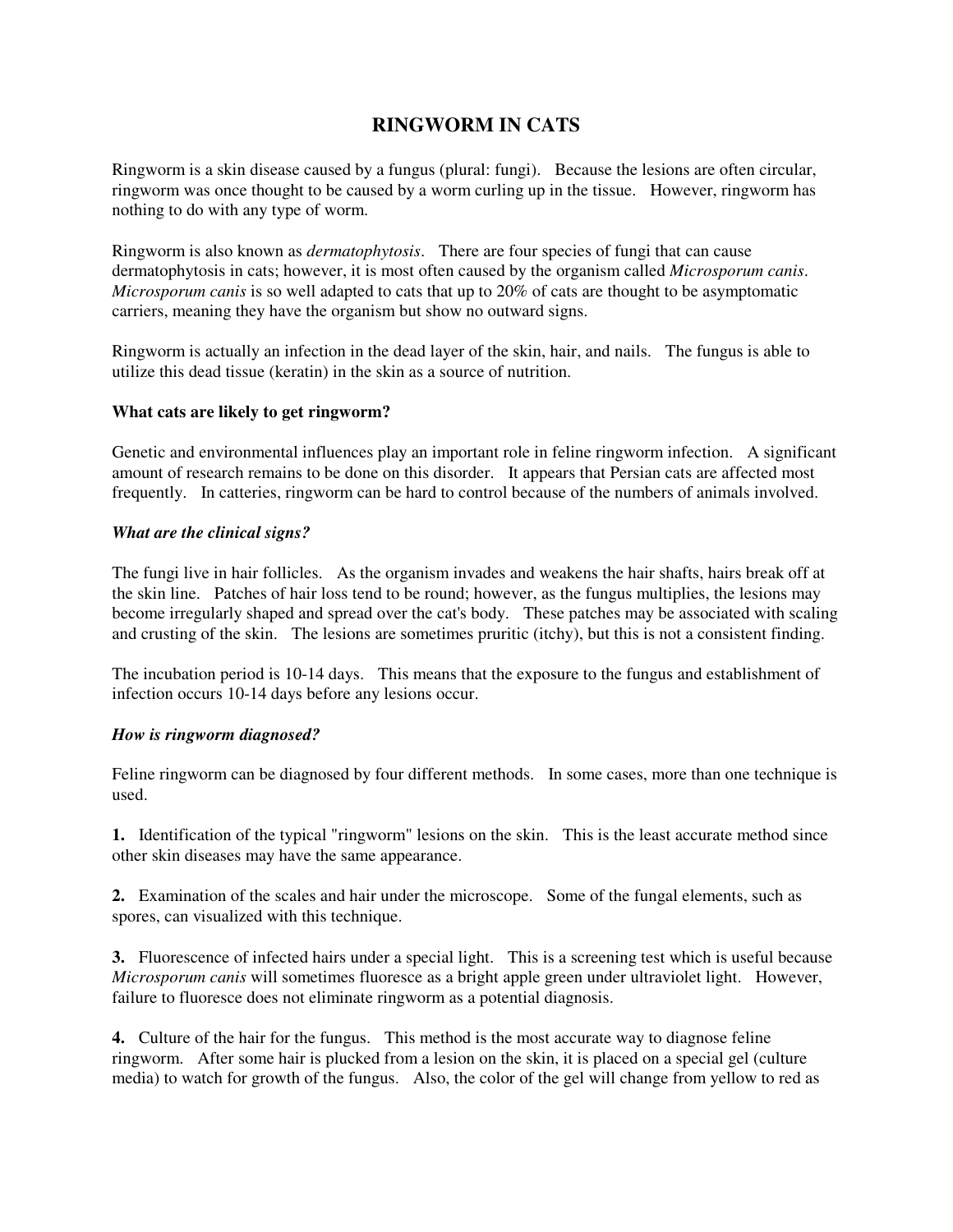# RINGWORM IN CATS

Ringworm is a skin disease caused by a fungus (plural: fungi). Because the lesions are often circular, ringworm was once thought to be caused by a worm curling up in the tissue. However, ringworm has nothing to do with any type of worm.

Ringworm is also known as *dermatophytosis*. There are four species of fungi that can cause dermatophytosis in cats; however, it is most often caused by the organism called *Microsporum canis*. *Microsporum canis* is so well adapted to cats that up to 20% of cats are thought to be asymptomatic carriers, meaning they have the organism but show no outward signs.

Ringworm is actually an infection in the dead layer of the skin, hair, and nails. The fungus is able to utilize this dead tissue (keratin) in the skin as a source of nutrition.

**What cats are likely to get ringworm?**

Genetic and environmental influences play an important role in feline ringworm infection. A significant amount of research remains to be done on this disorder. It appears that Persian cats are affected most frequently. In catteries, ringworm can be hard to control because of the numbers of animals involved.

***What are the clinical signs?***

The fungi live in hair follicles. As the organism invades and weakens the hair shafts, hairs break off at the skin line. Patches of hair loss tend to be round; however, as the fungus multiplies, the lesions may become irregularly shaped and spread over the cat's body. These patches may be associated with scaling and crusting of the skin. The lesions are sometimes pruritic (itchy), but this is not a consistent finding.

The incubation period is 10-14 days. This means that the exposure to the fungus and establishment of infection occurs 10-14 days before any lesions occur.

***How is ringworm diagnosed?***

Feline ringworm can be diagnosed by four different methods. In some cases, more than one technique is used.

**1.** Identification of the typical "ringworm" lesions on the skin. This is the least accurate method since other skin diseases may have the same appearance.

**2.** Examination of the scales and hair under the microscope. Some of the fungal elements, such as spores, can visualized with this technique.

**3.** Fluorescence of infected hairs under a special light. This is a screening test which is useful because *Microsporum canis* will sometimes fluoresce as a bright apple green under ultraviolet light. However, failure to fluoresce does not eliminate ringworm as a potential diagnosis.

**4.** Culture of the hair for the fungus. This method is the most accurate way to diagnose feline ringworm. After some hair is plucked from a lesion on the skin, it is placed on a special gel (culture media) to watch for growth of the fungus. Also, the color of the gel will change from yellow to red as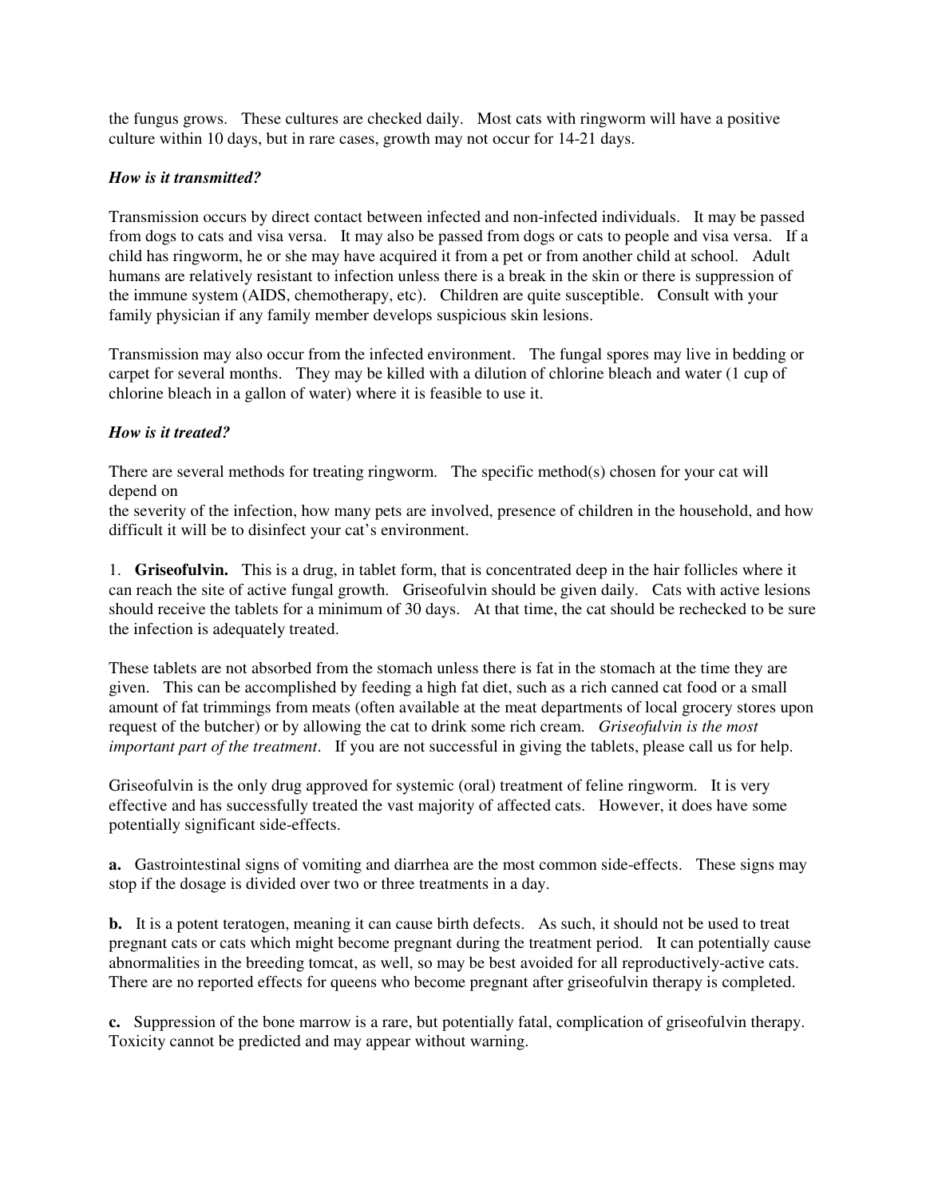the fungus grows. These cultures are checked daily. Most cats with ringworm will have a positive culture within 10 days, but in rare cases, growth may not occur for 14-21 days.

***How is it transmitted?***

Transmission occurs by direct contact between infected and non-infected individuals. It may be passed from dogs to cats and visa versa. It may also be passed from dogs or cats to people and visa versa. If a child has ringworm, he or she may have acquired it from a pet or from another child at school. Adult humans are relatively resistant to infection unless there is a break in the skin or there is suppression of the immune system (AIDS, chemotherapy, etc). Children are quite susceptible. Consult with your family physician if any family member develops suspicious skin lesions.

Transmission may also occur from the infected environment. The fungal spores may live in bedding or carpet for several months. They may be killed with a dilution of chlorine bleach and water (1 cup of chlorine bleach in a gallon of water) where it is feasible to use it.

***How is it treated?***

There are several methods for treating ringworm. The specific method(s) chosen for your cat will depend on
the severity of the infection, how many pets are involved, presence of children in the household, and how difficult it will be to disinfect your cat's environment.

1. **Griseofulvin.** This is a drug, in tablet form, that is concentrated deep in the hair follicles where it can reach the site of active fungal growth. Griseofulvin should be given daily. Cats with active lesions should receive the tablets for a minimum of 30 days. At that time, the cat should be rechecked to be sure the infection is adequately treated.

These tablets are not absorbed from the stomach unless there is fat in the stomach at the time they are given. This can be accomplished by feeding a high fat diet, such as a rich canned cat food or a small amount of fat trimmings from meats (often available at the meat departments of local grocery stores upon request of the butcher) or by allowing the cat to drink some rich cream. *Griseofulvin is the most important part of the treatment*. If you are not successful in giving the tablets, please call us for help.

Griseofulvin is the only drug approved for systemic (oral) treatment of feline ringworm. It is very effective and has successfully treated the vast majority of affected cats. However, it does have some potentially significant side-effects.

**a.** Gastrointestinal signs of vomiting and diarrhea are the most common side-effects. These signs may stop if the dosage is divided over two or three treatments in a day.

**b.** It is a potent teratogen, meaning it can cause birth defects. As such, it should not be used to treat pregnant cats or cats which might become pregnant during the treatment period. It can potentially cause abnormalities in the breeding tomcat, as well, so may be best avoided for all reproductively-active cats. There are no reported effects for queens who become pregnant after griseofulvin therapy is completed.

**c.** Suppression of the bone marrow is a rare, but potentially fatal, complication of griseofulvin therapy. Toxicity cannot be predicted and may appear without warning.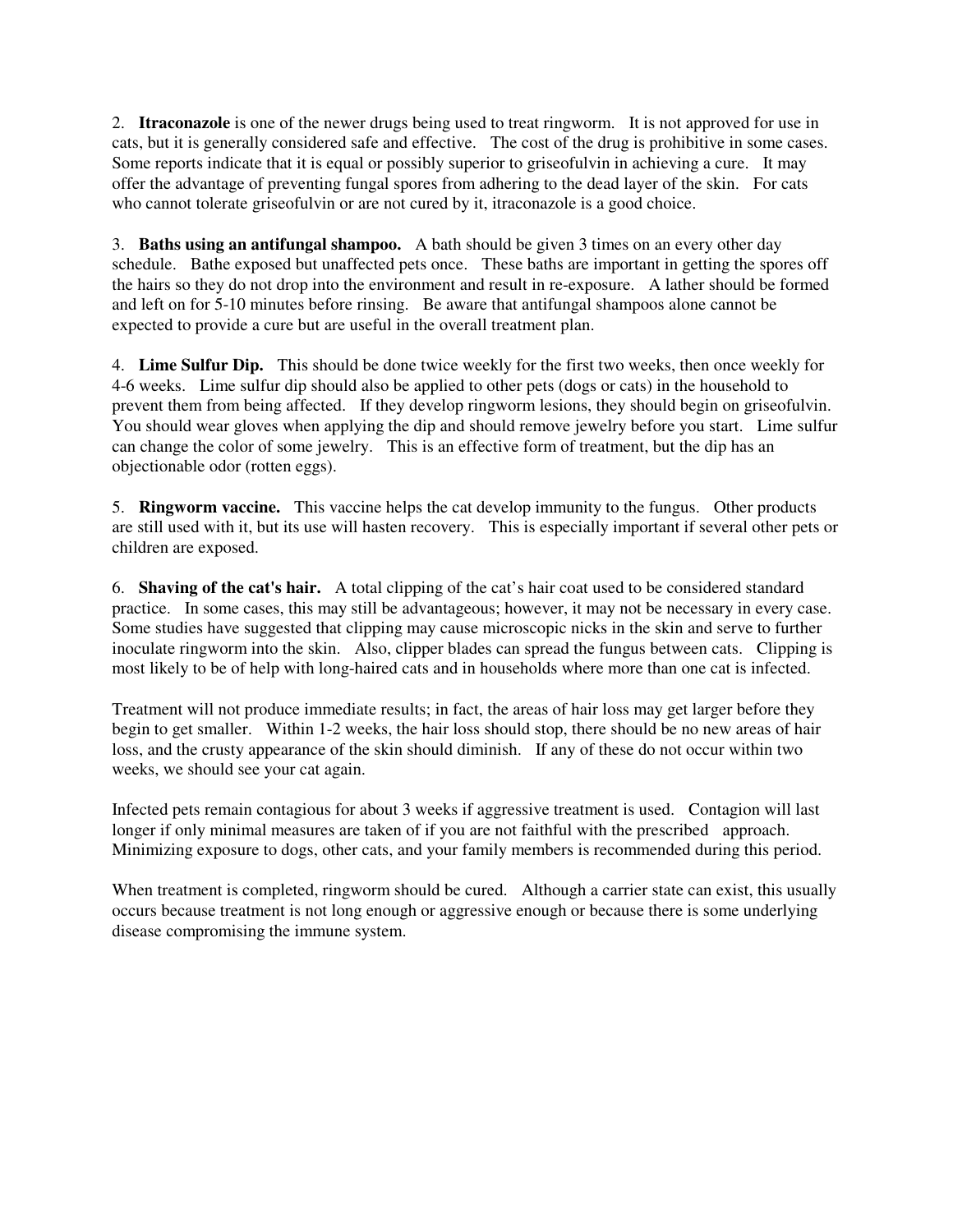2. **Itraconazole** is one of the newer drugs being used to treat ringworm. It is not approved for use in cats, but it is generally considered safe and effective. The cost of the drug is prohibitive in some cases. Some reports indicate that it is equal or possibly superior to griseofulvin in achieving a cure. It may offer the advantage of preventing fungal spores from adhering to the dead layer of the skin. For cats who cannot tolerate griseofulvin or are not cured by it, itraconazole is a good choice.

3. **Baths using an antifungal shampoo.** A bath should be given 3 times on an every other day schedule. Bathe exposed but unaffected pets once. These baths are important in getting the spores off the hairs so they do not drop into the environment and result in re-exposure. A lather should be formed and left on for 5-10 minutes before rinsing. Be aware that antifungal shampoos alone cannot be expected to provide a cure but are useful in the overall treatment plan.

4. **Lime Sulfur Dip.** This should be done twice weekly for the first two weeks, then once weekly for 4-6 weeks. Lime sulfur dip should also be applied to other pets (dogs or cats) in the household to prevent them from being affected. If they develop ringworm lesions, they should begin on griseofulvin. You should wear gloves when applying the dip and should remove jewelry before you start. Lime sulfur can change the color of some jewelry. This is an effective form of treatment, but the dip has an objectionable odor (rotten eggs).

5. **Ringworm vaccine.** This vaccine helps the cat develop immunity to the fungus. Other products are still used with it, but its use will hasten recovery. This is especially important if several other pets or children are exposed.

6. **Shaving of the cat's hair.** A total clipping of the cat's hair coat used to be considered standard practice. In some cases, this may still be advantageous; however, it may not be necessary in every case. Some studies have suggested that clipping may cause microscopic nicks in the skin and serve to further inoculate ringworm into the skin. Also, clipper blades can spread the fungus between cats. Clipping is most likely to be of help with long-haired cats and in households where more than one cat is infected.

Treatment will not produce immediate results; in fact, the areas of hair loss may get larger before they begin to get smaller. Within 1-2 weeks, the hair loss should stop, there should be no new areas of hair loss, and the crusty appearance of the skin should diminish. If any of these do not occur within two weeks, we should see your cat again.

Infected pets remain contagious for about 3 weeks if aggressive treatment is used. Contagion will last longer if only minimal measures are taken of if you are not faithful with the prescribed approach. Minimizing exposure to dogs, other cats, and your family members is recommended during this period.

When treatment is completed, ringworm should be cured. Although a carrier state can exist, this usually occurs because treatment is not long enough or aggressive enough or because there is some underlying disease compromising the immune system.